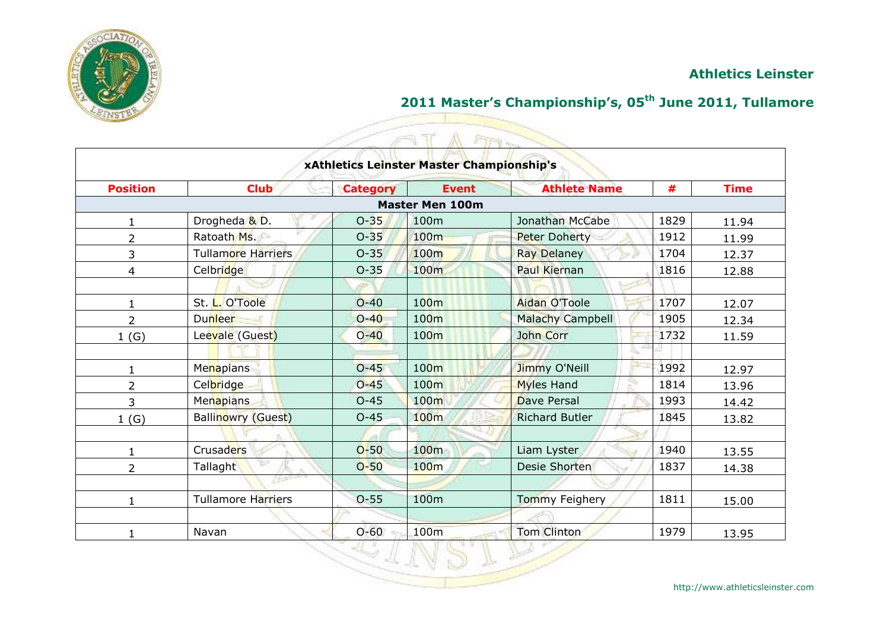## Athletics Leinster

## 2011 Master's Championship's, 05th June 2011, Tullamore

| xAthletics Leinster Master Championship's | | | | | | |
|---|---|---|---|---|---|---|
| **Position** | **Club** | **Category** | **Event** | **Athlete Name** | **#** | **Time** |
| | | | **Master Men 100m** | | | |
| 1 | Drogheda & D. | O-35 | 100m | Jonathan McCabe | 1829 | 11.94 |
| 2 | Ratoath Ms. | O-35 | 100m | Peter Doherty | 1912 | 11.99 |
| 3 | Tullamore Harriers | O-35 | 100m | Ray Delaney | 1704 | 12.37 |
| 4 | Celbridge | O-35 | 100m | Paul Kiernan | 1816 | 12.88 |
| | | | | | | |
| 1 | St. L. O'Toole | O-40 | 100m | Aidan O'Toole | 1707 | 12.07 |
| 2 | Dunleer | O-40 | 100m | Malachy Campbell | 1905 | 12.34 |
| 1 (G) | Leevale (Guest) | O-40 | 100m | John Corr | 1732 | 11.59 |
| | | | | | | |
| 1 | Menapians | O-45 | 100m | Jimmy O'Neill | 1992 | 12.97 |
| 2 | Celbridge | O-45 | 100m | Myles Hand | 1814 | 13.96 |
| 3 | Menapians | O-45 | 100m | Dave Persal | 1993 | 14.42 |
| 1 (G) | Ballinowry (Guest) | O-45 | 100m | Richard Butler | 1845 | 13.82 |
| | | | | | | |
| 1 | Crusaders | O-50 | 100m | Liam Lyster | 1940 | 13.55 |
| 2 | Tallaght | O-50 | 100m | Desie Shorten | 1837 | 14.38 |
| | | | | | | |
| 1 | Tullamore Harriers | O-55 | 100m | Tommy Feighery | 1811 | 15.00 |
| | | | | | | |
| 1 | Navan | O-60 | 100m | Tom Clinton | 1979 | 13.95 |

http://www.athleticsleinster.com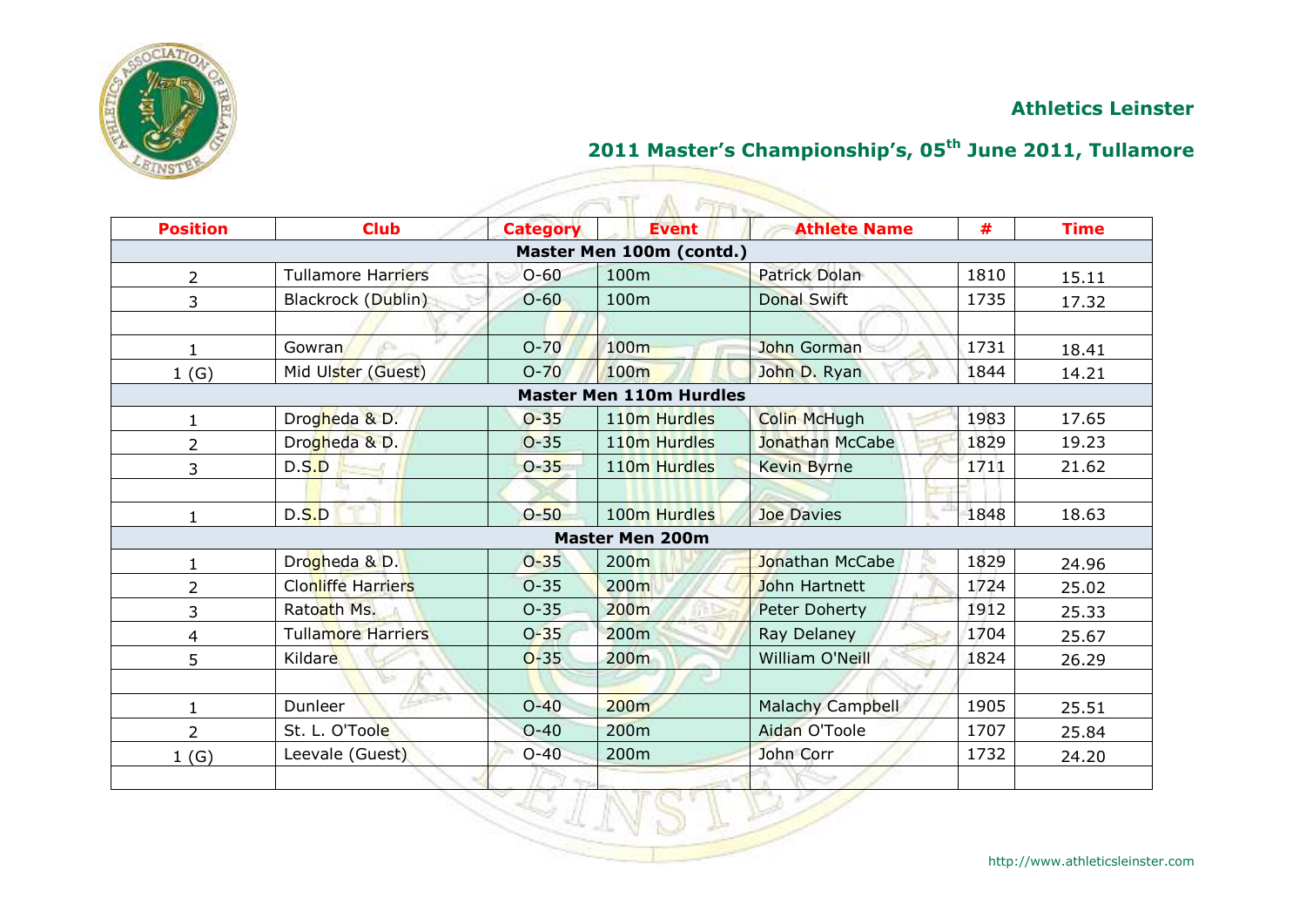**Athletics Leinster**

## 2011 Master's Championship's, 05th June 2011, Tullamore

| Position | Club | Category | Event | Athlete Name | # | Time |
|---|---|---|---|---|---|---|
| **Master Men 100m (contd.)** | | | | | | |
| 2 | Tullamore Harriers | O-60 | 100m | Patrick Dolan | 1810 | 15.11 |
| 3 | Blackrock (Dublin) | O-60 | 100m | Donal Swift | 1735 | 17.32 |
| | | | | | | |
| 1 | Gowran | O-70 | 100m | John Gorman | 1731 | 18.41 |
| 1 (G) | Mid Ulster (Guest) | O-70 | 100m | John D. Ryan | 1844 | 14.21 |
| **Master Men 110m Hurdles** | | | | | | |
| 1 | Drogheda & D. | O-35 | 110m Hurdles | Colin McHugh | 1983 | 17.65 |
| 2 | Drogheda & D. | O-35 | 110m Hurdles | Jonathan McCabe | 1829 | 19.23 |
| 3 | D.S.D | O-35 | 110m Hurdles | Kevin Byrne | 1711 | 21.62 |
| | | | | | | |
| 1 | D.S.D | O-50 | 100m Hurdles | Joe Davies | 1848 | 18.63 |
| **Master Men 200m** | | | | | | |
| 1 | Drogheda & D. | O-35 | 200m | Jonathan McCabe | 1829 | 24.96 |
| 2 | Clonliffe Harriers | O-35 | 200m | John Hartnett | 1724 | 25.02 |
| 3 | Ratoath Ms. | O-35 | 200m | Peter Doherty | 1912 | 25.33 |
| 4 | Tullamore Harriers | O-35 | 200m | Ray Delaney | 1704 | 25.67 |
| 5 | Kildare | O-35 | 200m | William O'Neill | 1824 | 26.29 |
| | | | | | | |
| 1 | Dunleer | O-40 | 200m | Malachy Campbell | 1905 | 25.51 |
| 2 | St. L. O'Toole | O-40 | 200m | Aidan O'Toole | 1707 | 25.84 |
| 1 (G) | Leevale (Guest) | O-40 | 200m | John Corr | 1732 | 24.20 |
| | | | | | | |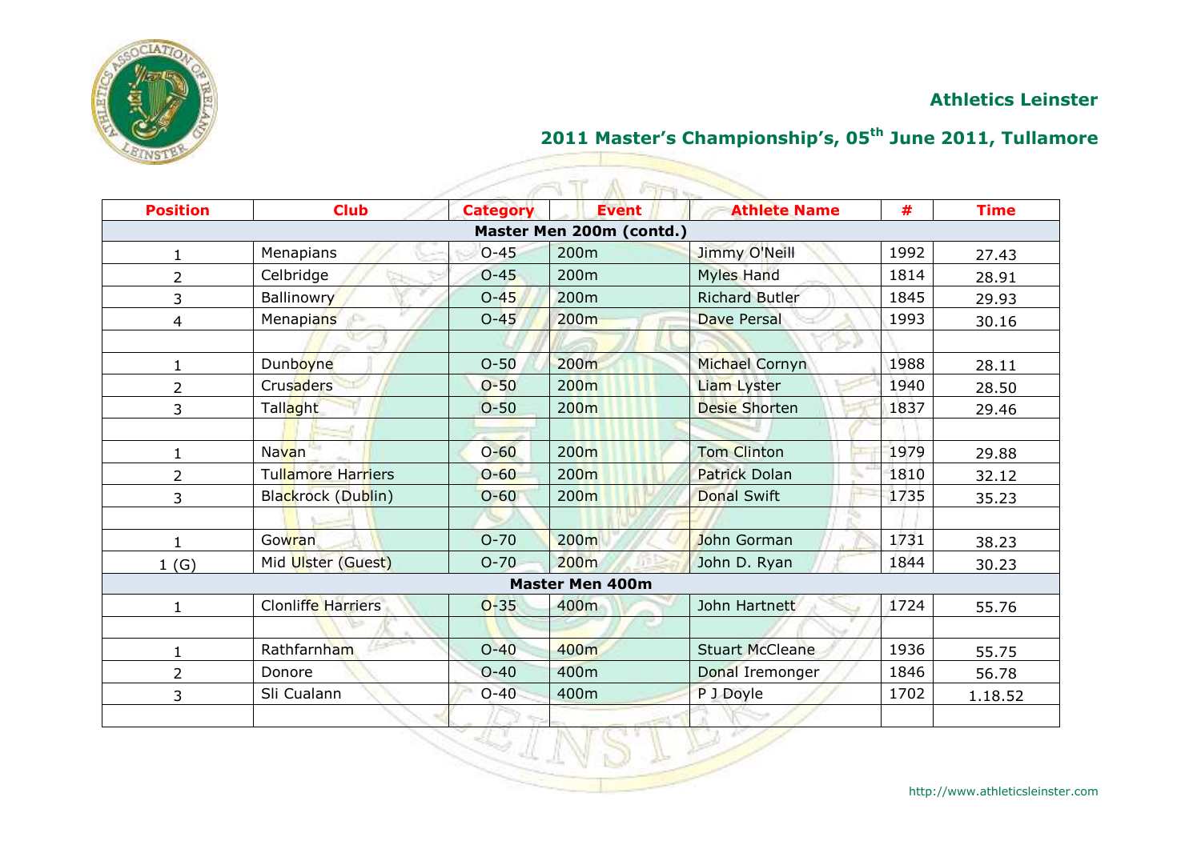## Athletics Leinster

## 2011 Master's Championship's, 05th June 2011, Tullamore

| Position | Club | Category | Event | Athlete Name | # | Time |
|---|---|---|---|---|---|---|
| **Master Men 200m (contd.)** | | | | | | |
| 1 | Menapians | O-45 | 200m | Jimmy O'Neill | 1992 | 27.43 |
| 2 | Celbridge | O-45 | 200m | Myles Hand | 1814 | 28.91 |
| 3 | Ballinowry | O-45 | 200m | Richard Butler | 1845 | 29.93 |
| 4 | Menapians | O-45 | 200m | Dave Persal | 1993 | 30.16 |
| | | | | | | |
| 1 | Dunboyne | O-50 | 200m | Michael Cornyn | 1988 | 28.11 |
| 2 | Crusaders | O-50 | 200m | Liam Lyster | 1940 | 28.50 |
| 3 | Tallaght | O-50 | 200m | Desie Shorten | 1837 | 29.46 |
| | | | | | | |
| 1 | Navan | O-60 | 200m | Tom Clinton | 1979 | 29.88 |
| 2 | Tullamore Harriers | O-60 | 200m | Patrick Dolan | 1810 | 32.12 |
| 3 | Blackrock (Dublin) | O-60 | 200m | Donal Swift | 1735 | 35.23 |
| | | | | | | |
| 1 | Gowran | O-70 | 200m | John Gorman | 1731 | 38.23 |
| 1 (G) | Mid Ulster (Guest) | O-70 | 200m | John D. Ryan | 1844 | 30.23 |
| **Master Men 400m** | | | | | | |
| 1 | Clonliffe Harriers | O-35 | 400m | John Hartnett | 1724 | 55.76 |
| | | | | | | |
| 1 | Rathfarnham | O-40 | 400m | Stuart McCleane | 1936 | 55.75 |
| 2 | Donore | O-40 | 400m | Donal Iremonger | 1846 | 56.78 |
| 3 | Sli Cualann | O-40 | 400m | P J Doyle | 1702 | 1.18.52 |
| | | | | | | |

http://www.athleticsleinster.com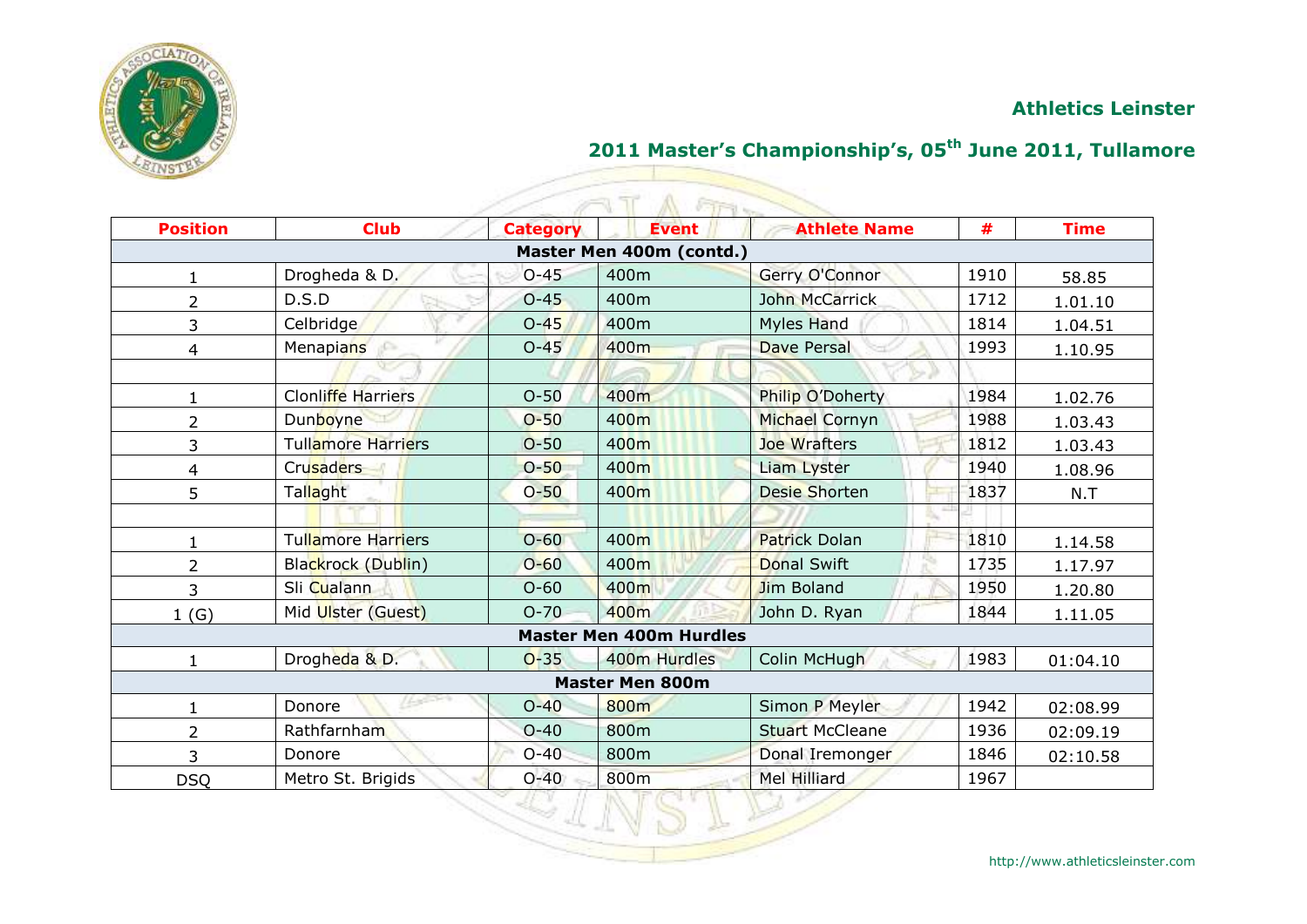## Athletics Leinster

## 2011 Master's Championship's, 05th June 2011, Tullamore

| Position | Club | Category | Event | Athlete Name | # | Time |
|---|---|---|---|---|---|---|
| **Master Men 400m (contd.)** | | | | | | |
| 1 | Drogheda & D. | O-45 | 400m | Gerry O'Connor | 1910 | 58.85 |
| 2 | D.S.D | O-45 | 400m | John McCarrick | 1712 | 1.01.10 |
| 3 | Celbridge | O-45 | 400m | Myles Hand | 1814 | 1.04.51 |
| 4 | Menapians | O-45 | 400m | Dave Persal | 1993 | 1.10.95 |
| | | | | | | |
| 1 | Clonliffe Harriers | O-50 | 400m | Philip O'Doherty | 1984 | 1.02.76 |
| 2 | Dunboyne | O-50 | 400m | Michael Cornyn | 1988 | 1.03.43 |
| 3 | Tullamore Harriers | O-50 | 400m | Joe Wrafters | 1812 | 1.03.43 |
| 4 | Crusaders | O-50 | 400m | Liam Lyster | 1940 | 1.08.96 |
| 5 | Tallaght | O-50 | 400m | Desie Shorten | 1837 | N.T |
| | | | | | | |
| 1 | Tullamore Harriers | O-60 | 400m | Patrick Dolan | 1810 | 1.14.58 |
| 2 | Blackrock (Dublin) | O-60 | 400m | Donal Swift | 1735 | 1.17.97 |
| 3 | Sli Cualann | O-60 | 400m | Jim Boland | 1950 | 1.20.80 |
| 1 (G) | Mid Ulster (Guest) | O-70 | 400m | John D. Ryan | 1844 | 1.11.05 |
| **Master Men 400m Hurdles** | | | | | | |
| 1 | Drogheda & D. | O-35 | 400m Hurdles | Colin McHugh | 1983 | 01:04.10 |
| **Master Men 800m** | | | | | | |
| 1 | Donore | O-40 | 800m | Simon P Meyler | 1942 | 02:08.99 |
| 2 | Rathfarnham | O-40 | 800m | Stuart McCleane | 1936 | 02:09.19 |
| 3 | Donore | O-40 | 800m | Donal Iremonger | 1846 | 02:10.58 |
| DSQ | Metro St. Brigids | O-40 | 800m | Mel Hilliard | 1967 | |

http://www.athleticsleinster.com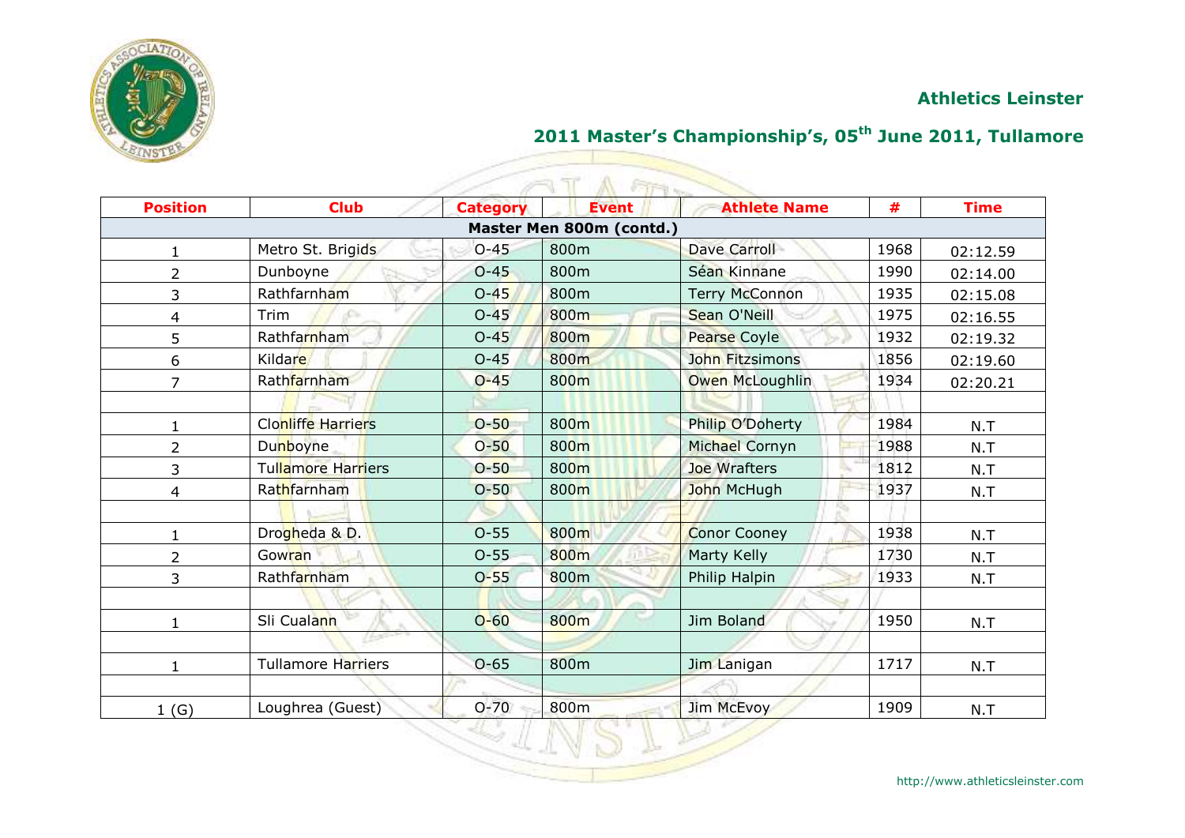**Athletics Leinster**

**2011 Master's Championship's, 05th June 2011, Tullamore**

| Position | Club | Category | Event | Athlete Name | # | Time |
|---|---|---|---|---|---|---|
| **Master Men 800m (contd.)** | | | | | | |
| 1 | Metro St. Brigids | O-45 | 800m | Dave Carroll | 1968 | 02:12.59 |
| 2 | Dunboyne | O-45 | 800m | Séan Kinnane | 1990 | 02:14.00 |
| 3 | Rathfarnham | O-45 | 800m | Terry McConnon | 1935 | 02:15.08 |
| 4 | Trim | O-45 | 800m | Sean O'Neill | 1975 | 02:16.55 |
| 5 | Rathfarnham | O-45 | 800m | Pearse Coyle | 1932 | 02:19.32 |
| 6 | Kildare | O-45 | 800m | John Fitzsimons | 1856 | 02:19.60 |
| 7 | Rathfarnham | O-45 | 800m | Owen McLoughlin | 1934 | 02:20.21 |
| | | | | | | |
| 1 | Clonliffe Harriers | O-50 | 800m | Philip O'Doherty | 1984 | N.T |
| 2 | Dunboyne | O-50 | 800m | Michael Cornyn | 1988 | N.T |
| 3 | Tullamore Harriers | O-50 | 800m | Joe Wrafters | 1812 | N.T |
| 4 | Rathfarnham | O-50 | 800m | John McHugh | 1937 | N.T |
| | | | | | | |
| 1 | Drogheda & D. | O-55 | 800m | Conor Cooney | 1938 | N.T |
| 2 | Gowran | O-55 | 800m | Marty Kelly | 1730 | N.T |
| 3 | Rathfarnham | O-55 | 800m | Philip Halpin | 1933 | N.T |
| | | | | | | |
| 1 | Sli Cualann | O-60 | 800m | Jim Boland | 1950 | N.T |
| | | | | | | |
| 1 | Tullamore Harriers | O-65 | 800m | Jim Lanigan | 1717 | N.T |
| | | | | | | |
| 1 (G) | Loughrea (Guest) | O-70 | 800m | Jim McEvoy | 1909 | N.T |

http://www.athleticsleinster.com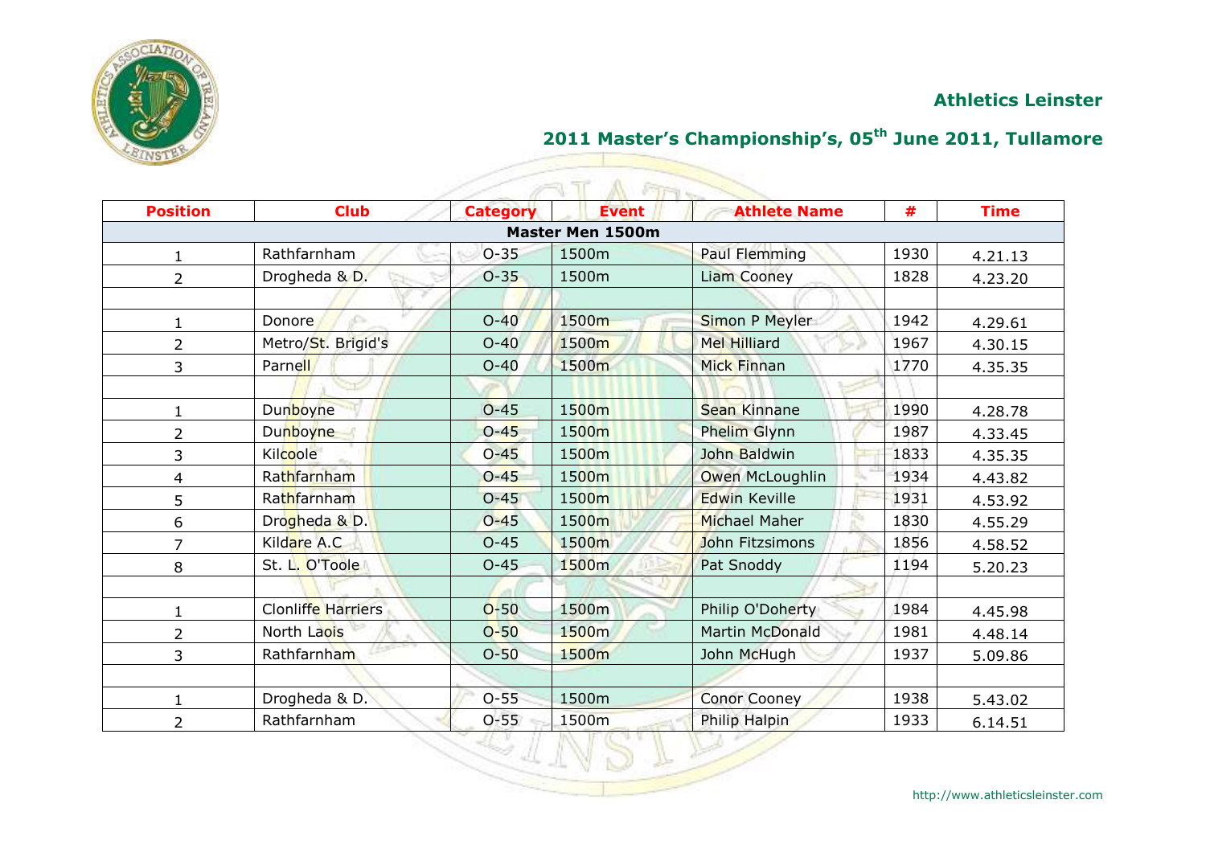## Athletics Leinster

## 2011 Master's Championship's, 05th June 2011, Tullamore

| Position | Club | Category | Event | Athlete Name | # | Time |
|---|---|---|---|---|---|---|
| **Master Men 1500m** | | | | | | |
| 1 | Rathfarnham | O-35 | 1500m | Paul Flemming | 1930 | 4.21.13 |
| 2 | Drogheda & D. | O-35 | 1500m | Liam Cooney | 1828 | 4.23.20 |
| | | | | | | |
| 1 | Donore | O-40 | 1500m | Simon P Meyler | 1942 | 4.29.61 |
| 2 | Metro/St. Brigid's | O-40 | 1500m | Mel Hilliard | 1967 | 4.30.15 |
| 3 | Parnell | O-40 | 1500m | Mick Finnan | 1770 | 4.35.35 |
| | | | | | | |
| 1 | Dunboyne | O-45 | 1500m | Sean Kinnane | 1990 | 4.28.78 |
| 2 | Dunboyne | O-45 | 1500m | Phelim Glynn | 1987 | 4.33.45 |
| 3 | Kilcoole | O-45 | 1500m | John Baldwin | 1833 | 4.35.35 |
| 4 | Rathfarnham | O-45 | 1500m | Owen McLoughlin | 1934 | 4.43.82 |
| 5 | Rathfarnham | O-45 | 1500m | Edwin Keville | 1931 | 4.53.92 |
| 6 | Drogheda & D. | O-45 | 1500m | Michael Maher | 1830 | 4.55.29 |
| 7 | Kildare A.C | O-45 | 1500m | John Fitzsimons | 1856 | 4.58.52 |
| 8 | St. L. O'Toole | O-45 | 1500m | Pat Snoddy | 1194 | 5.20.23 |
| | | | | | | |
| 1 | Clonliffe Harriers | O-50 | 1500m | Philip O'Doherty | 1984 | 4.45.98 |
| 2 | North Laois | O-50 | 1500m | Martin McDonald | 1981 | 4.48.14 |
| 3 | Rathfarnham | O-50 | 1500m | John McHugh | 1937 | 5.09.86 |
| | | | | | | |
| 1 | Drogheda & D. | O-55 | 1500m | Conor Cooney | 1938 | 5.43.02 |
| 2 | Rathfarnham | O-55 | 1500m | Philip Halpin | 1933 | 6.14.51 |

http://www.athleticsleinster.com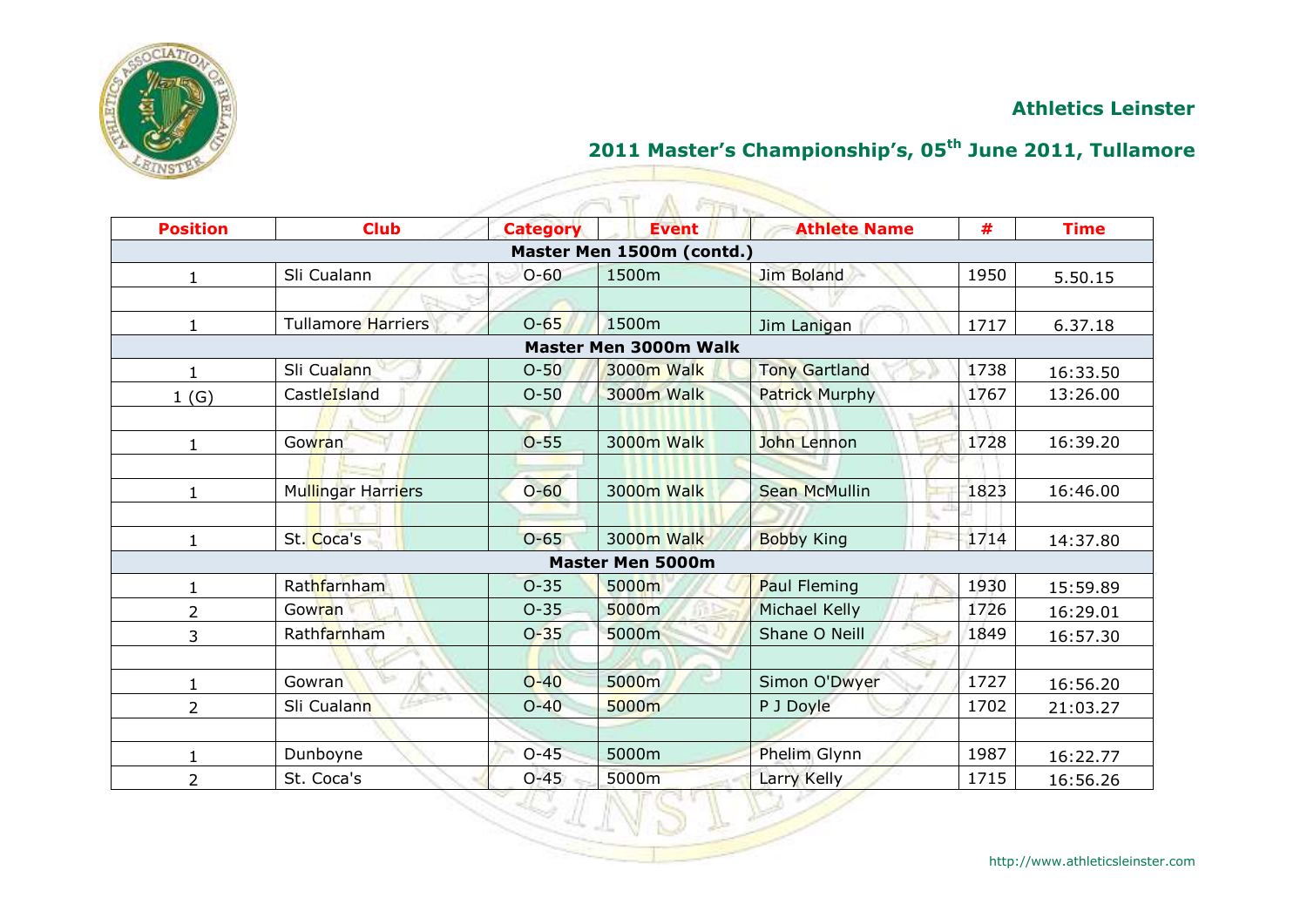**Athletics Leinster**

## 2011 Master's Championship's, 05th June 2011, Tullamore

| Position | Club | Category | Event | Athlete Name | # | Time |
|---|---|---|---|---|---|---|
| **Master Men 1500m (contd.)** | | | | | | |
| 1 | Sli Cualann | O-60 | 1500m | Jim Boland | 1950 | 5.50.15 |
| | | | | | | |
| 1 | Tullamore Harriers | O-65 | 1500m | Jim Lanigan | 1717 | 6.37.18 |
| **Master Men 3000m Walk** | | | | | | |
| 1 | Sli Cualann | O-50 | 3000m Walk | Tony Gartland | 1738 | 16:33.50 |
| 1 (G) | CastleIsland | O-50 | 3000m Walk | Patrick Murphy | 1767 | 13:26.00 |
| | | | | | | |
| 1 | Gowran | O-55 | 3000m Walk | John Lennon | 1728 | 16:39.20 |
| | | | | | | |
| 1 | Mullingar Harriers | O-60 | 3000m Walk | Sean McMullin | 1823 | 16:46.00 |
| | | | | | | |
| 1 | St. Coca's | O-65 | 3000m Walk | Bobby King | 1714 | 14:37.80 |
| **Master Men 5000m** | | | | | | |
| 1 | Rathfarnham | O-35 | 5000m | Paul Fleming | 1930 | 15:59.89 |
| 2 | Gowran | O-35 | 5000m | Michael Kelly | 1726 | 16:29.01 |
| 3 | Rathfarnham | O-35 | 5000m | Shane O Neill | 1849 | 16:57.30 |
| | | | | | | |
| 1 | Gowran | O-40 | 5000m | Simon O'Dwyer | 1727 | 16:56.20 |
| 2 | Sli Cualann | O-40 | 5000m | P J Doyle | 1702 | 21:03.27 |
| | | | | | | |
| 1 | Dunboyne | O-45 | 5000m | Phelim Glynn | 1987 | 16:22.77 |
| 2 | St. Coca's | O-45 | 5000m | Larry Kelly | 1715 | 16:56.26 |

http://www.athleticsleinster.com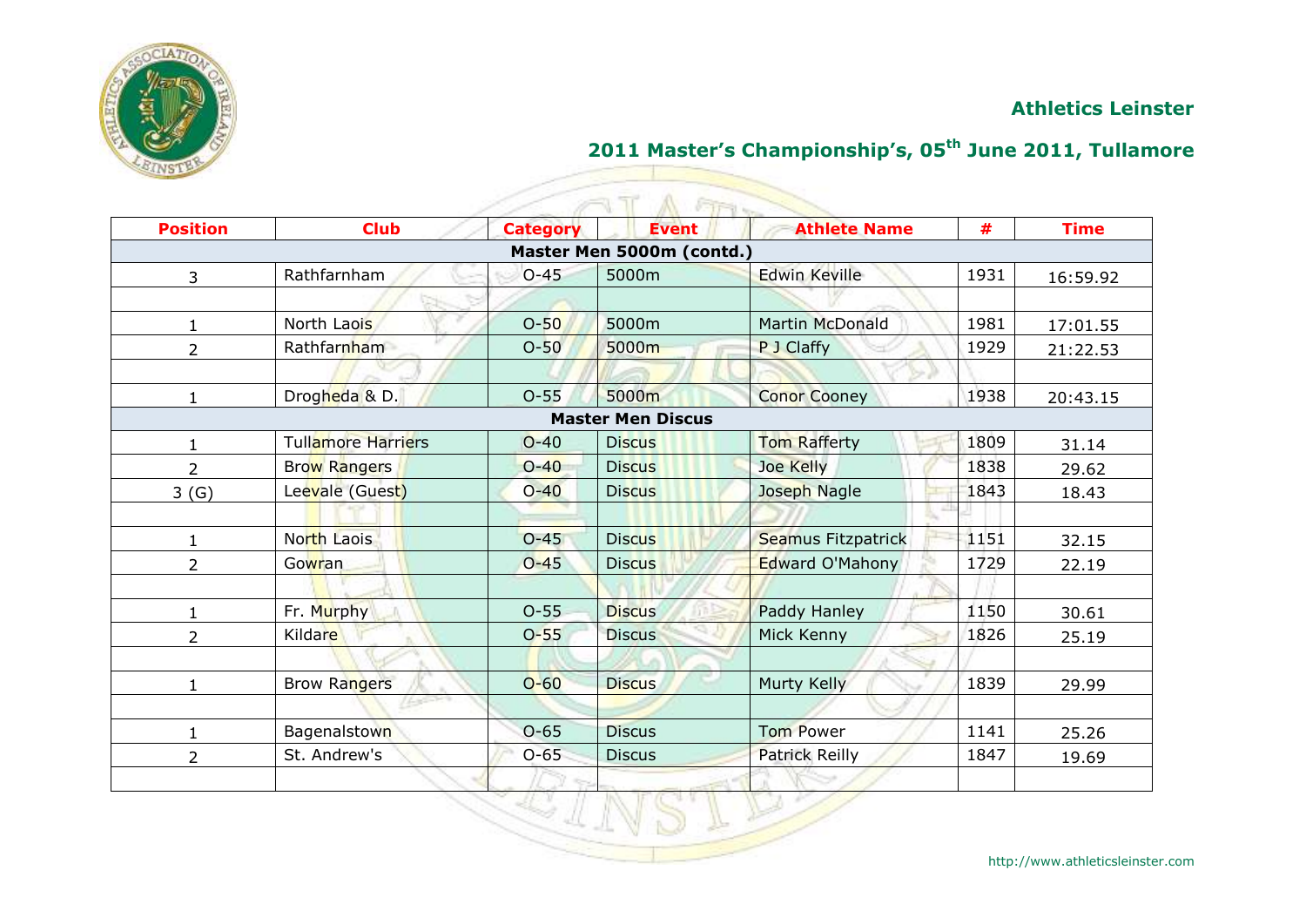## Athletics Leinster

## 2011 Master's Championship's, 05th June 2011, Tullamore

| Position | Club | Category | Event | Athlete Name | # | Time |
|---|---|---|---|---|---|---|
| **Master Men 5000m (contd.)** | | | | | | |
| 3 | Rathfarnham | O-45 | 5000m | Edwin Keville | 1931 | 16:59.92 |
| | | | | | | |
| 1 | North Laois | O-50 | 5000m | Martin McDonald | 1981 | 17:01.55 |
| 2 | Rathfarnham | O-50 | 5000m | P J Claffy | 1929 | 21:22.53 |
| | | | | | | |
| 1 | Drogheda & D. | O-55 | 5000m | Conor Cooney | 1938 | 20:43.15 |
| **Master Men Discus** | | | | | | |
| 1 | Tullamore Harriers | O-40 | Discus | Tom Rafferty | 1809 | 31.14 |
| 2 | Brow Rangers | O-40 | Discus | Joe Kelly | 1838 | 29.62 |
| 3 (G) | Leevale (Guest) | O-40 | Discus | Joseph Nagle | 1843 | 18.43 |
| | | | | | | |
| 1 | North Laois | O-45 | Discus | Seamus Fitzpatrick | 1151 | 32.15 |
| 2 | Gowran | O-45 | Discus | Edward O'Mahony | 1729 | 22.19 |
| | | | | | | |
| 1 | Fr. Murphy | O-55 | Discus | Paddy Hanley | 1150 | 30.61 |
| 2 | Kildare | O-55 | Discus | Mick Kenny | 1826 | 25.19 |
| | | | | | | |
| 1 | Brow Rangers | O-60 | Discus | Murty Kelly | 1839 | 29.99 |
| | | | | | | |
| 1 | Bagenalstown | O-65 | Discus | Tom Power | 1141 | 25.26 |
| 2 | St. Andrew's | O-65 | Discus | Patrick Reilly | 1847 | 19.69 |
| | | | | | | |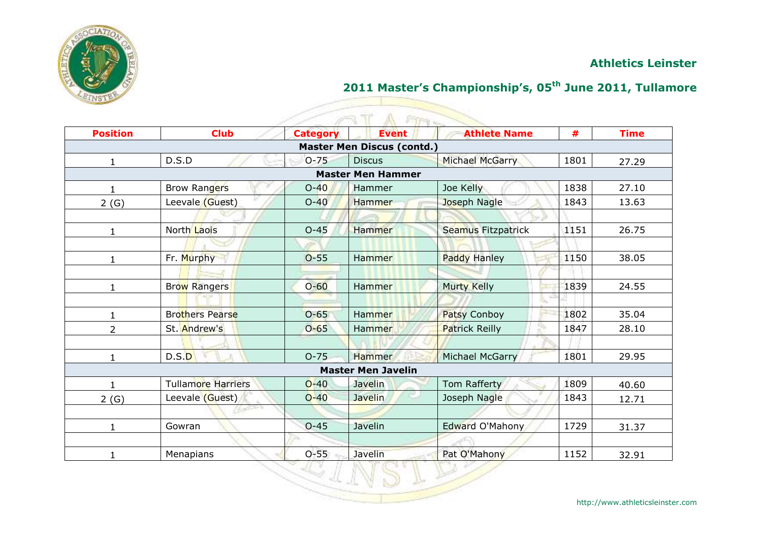**Athletics Leinster**

**2011 Master's Championship's, 05th June 2011, Tullamore**

| Position | Club | Category | Event | Athlete Name | # | Time |
|---|---|---|---|---|---|---|
| **Master Men Discus (contd.)** | | | | | | |
| 1 | D.S.D | O-75 | Discus | Michael McGarry | 1801 | 27.29 |
| **Master Men Hammer** | | | | | | |
| 1 | Brow Rangers | O-40 | Hammer | Joe Kelly | 1838 | 27.10 |
| 2 (G) | Leevale (Guest) | O-40 | Hammer | Joseph Nagle | 1843 | 13.63 |
| | | | | | | |
| 1 | North Laois | O-45 | Hammer | Seamus Fitzpatrick | 1151 | 26.75 |
| | | | | | | |
| 1 | Fr. Murphy | O-55 | Hammer | Paddy Hanley | 1150 | 38.05 |
| | | | | | | |
| 1 | Brow Rangers | O-60 | Hammer | Murty Kelly | 1839 | 24.55 |
| | | | | | | |
| 1 | Brothers Pearse | O-65 | Hammer | Patsy Conboy | 1802 | 35.04 |
| 2 | St. Andrew's | O-65 | Hammer | Patrick Reilly | 1847 | 28.10 |
| | | | | | | |
| 1 | D.S.D | O-75 | Hammer | Michael McGarry | 1801 | 29.95 |
| **Master Men Javelin** | | | | | | |
| 1 | Tullamore Harriers | O-40 | Javelin | Tom Rafferty | 1809 | 40.60 |
| 2 (G) | Leevale (Guest) | O-40 | Javelin | Joseph Nagle | 1843 | 12.71 |
| | | | | | | |
| 1 | Gowran | O-45 | Javelin | Edward O'Mahony | 1729 | 31.37 |
| | | | | | | |
| 1 | Menapians | O-55 | Javelin | Pat O'Mahony | 1152 | 32.91 |

http://www.athleticsleinster.com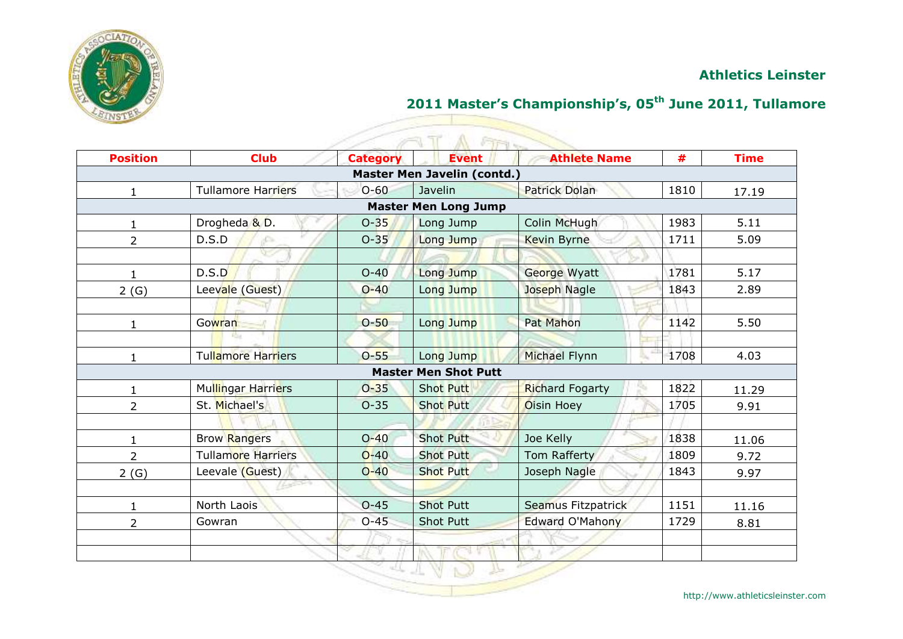**Athletics Leinster**

## 2011 Master's Championship's, 05th June 2011, Tullamore

| Position | Club | Category | Event | Athlete Name | # | Time |
|---|---|---|---|---|---|---|
| **Master Men Javelin (contd.)** | | | | | | |
| 1 | Tullamore Harriers | O-60 | Javelin | Patrick Dolan | 1810 | 17.19 |
| **Master Men Long Jump** | | | | | | |
| 1 | Drogheda & D. | O-35 | Long Jump | Colin McHugh | 1983 | 5.11 |
| 2 | D.S.D | O-35 | Long Jump | Kevin Byrne | 1711 | 5.09 |
| | | | | | | |
| 1 | D.S.D | O-40 | Long Jump | George Wyatt | 1781 | 5.17 |
| 2 (G) | Leevale (Guest) | O-40 | Long Jump | Joseph Nagle | 1843 | 2.89 |
| | | | | | | |
| 1 | Gowran | O-50 | Long Jump | Pat Mahon | 1142 | 5.50 |
| | | | | | | |
| 1 | Tullamore Harriers | O-55 | Long Jump | Michael Flynn | 1708 | 4.03 |
| **Master Men Shot Putt** | | | | | | |
| 1 | Mullingar Harriers | O-35 | Shot Putt | Richard Fogarty | 1822 | 11.29 |
| 2 | St. Michael's | O-35 | Shot Putt | Oisin Hoey | 1705 | 9.91 |
| | | | | | | |
| 1 | Brow Rangers | O-40 | Shot Putt | Joe Kelly | 1838 | 11.06 |
| 2 | Tullamore Harriers | O-40 | Shot Putt | Tom Rafferty | 1809 | 9.72 |
| 2 (G) | Leevale (Guest) | O-40 | Shot Putt | Joseph Nagle | 1843 | 9.97 |
| | | | | | | |
| 1 | North Laois | O-45 | Shot Putt | Seamus Fitzpatrick | 1151 | 11.16 |
| 2 | Gowran | O-45 | Shot Putt | Edward O'Mahony | 1729 | 8.81 |
| | | | | | | |
| | | | | | | |

http://www.athleticsleinster.com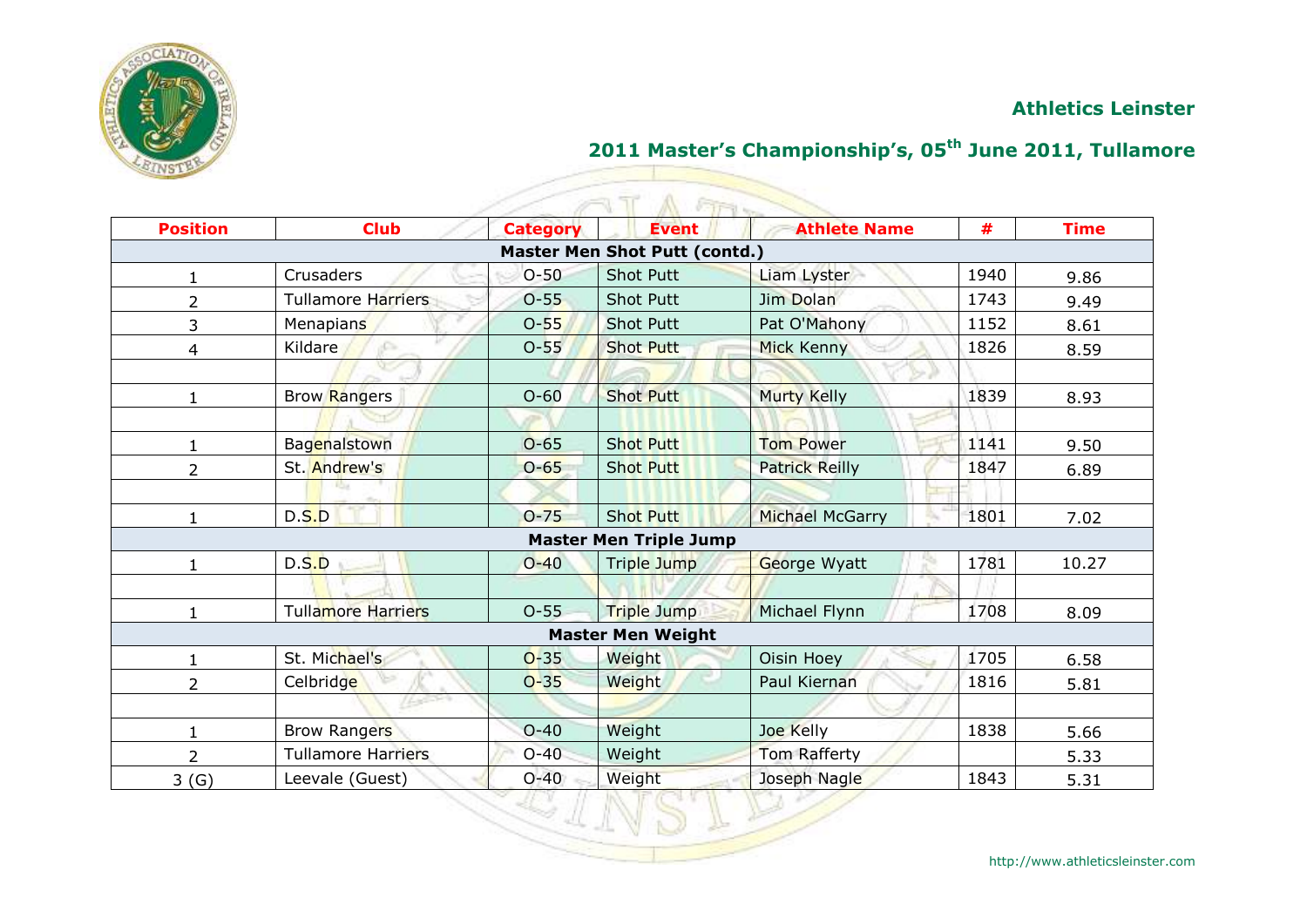**Athletics Leinster**

## 2011 Master's Championship's, 05th June 2011, Tullamore

| Position | Club | Category | Event | Athlete Name | # | Time |
|---|---|---|---|---|---|---|
| **Master Men Shot Putt (contd.)** | | | | | | |
| 1 | Crusaders | O-50 | Shot Putt | Liam Lyster | 1940 | 9.86 |
| 2 | Tullamore Harriers | O-55 | Shot Putt | Jim Dolan | 1743 | 9.49 |
| 3 | Menapians | O-55 | Shot Putt | Pat O'Mahony | 1152 | 8.61 |
| 4 | Kildare | O-55 | Shot Putt | Mick Kenny | 1826 | 8.59 |
| | | | | | | |
| 1 | Brow Rangers | O-60 | Shot Putt | Murty Kelly | 1839 | 8.93 |
| | | | | | | |
| 1 | Bagenalstown | O-65 | Shot Putt | Tom Power | 1141 | 9.50 |
| 2 | St. Andrew's | O-65 | Shot Putt | Patrick Reilly | 1847 | 6.89 |
| | | | | | | |
| 1 | D.S.D | O-75 | Shot Putt | Michael McGarry | 1801 | 7.02 |
| **Master Men Triple Jump** | | | | | | |
| 1 | D.S.D | O-40 | Triple Jump | George Wyatt | 1781 | 10.27 |
| | | | | | | |
| 1 | Tullamore Harriers | O-55 | Triple Jump | Michael Flynn | 1708 | 8.09 |
| **Master Men Weight** | | | | | | |
| 1 | St. Michael's | O-35 | Weight | Oisin Hoey | 1705 | 6.58 |
| 2 | Celbridge | O-35 | Weight | Paul Kiernan | 1816 | 5.81 |
| | | | | | | |
| 1 | Brow Rangers | O-40 | Weight | Joe Kelly | 1838 | 5.66 |
| 2 | Tullamore Harriers | O-40 | Weight | Tom Rafferty | | 5.33 |
| 3 (G) | Leevale (Guest) | O-40 | Weight | Joseph Nagle | 1843 | 5.31 |

http://www.athleticsleinster.com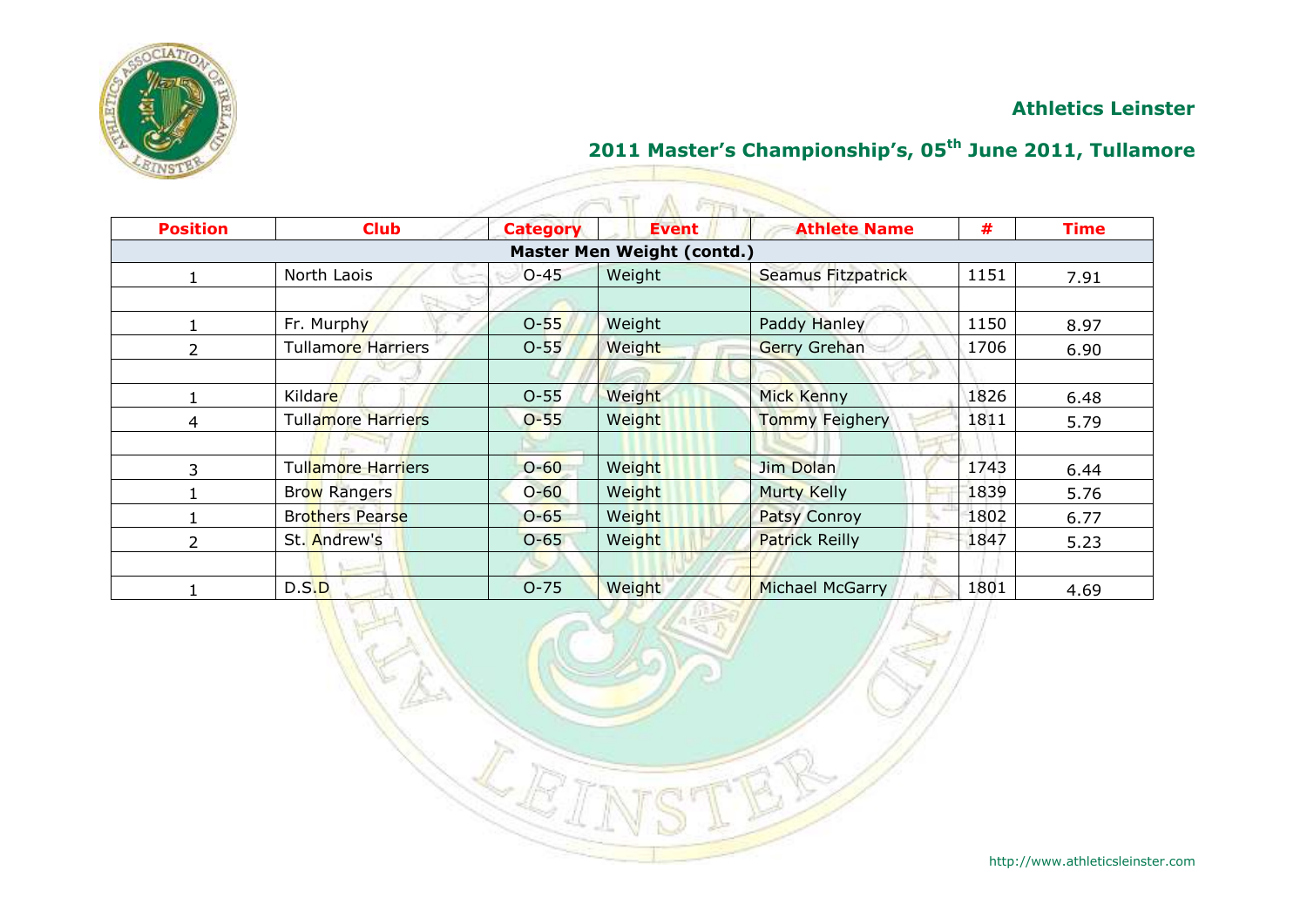**Athletics Leinster**

**2011 Master's Championship's, 05th June 2011, Tullamore**

| Position | Club | Category | Event | Athlete Name | # | Time |
|---|---|---|---|---|---|---|
| **Master Men Weight (contd.)** | | | | | | |
| 1 | North Laois | O-45 | Weight | Seamus Fitzpatrick | 1151 | 7.91 |
| | | | | | | |
| 1 | Fr. Murphy | O-55 | Weight | Paddy Hanley | 1150 | 8.97 |
| 2 | Tullamore Harriers | O-55 | Weight | Gerry Grehan | 1706 | 6.90 |
| | | | | | | |
| 1 | Kildare | O-55 | Weight | Mick Kenny | 1826 | 6.48 |
| 4 | Tullamore Harriers | O-55 | Weight | Tommy Feighery | 1811 | 5.79 |
| | | | | | | |
| 3 | Tullamore Harriers | O-60 | Weight | Jim Dolan | 1743 | 6.44 |
| 1 | Brow Rangers | O-60 | Weight | Murty Kelly | 1839 | 5.76 |
| 1 | Brothers Pearse | O-65 | Weight | Patsy Conroy | 1802 | 6.77 |
| 2 | St. Andrew's | O-65 | Weight | Patrick Reilly | 1847 | 5.23 |
| | | | | | | |
| 1 | D.S.D | O-75 | Weight | Michael McGarry | 1801 | 4.69 |

http://www.athleticsleinster.com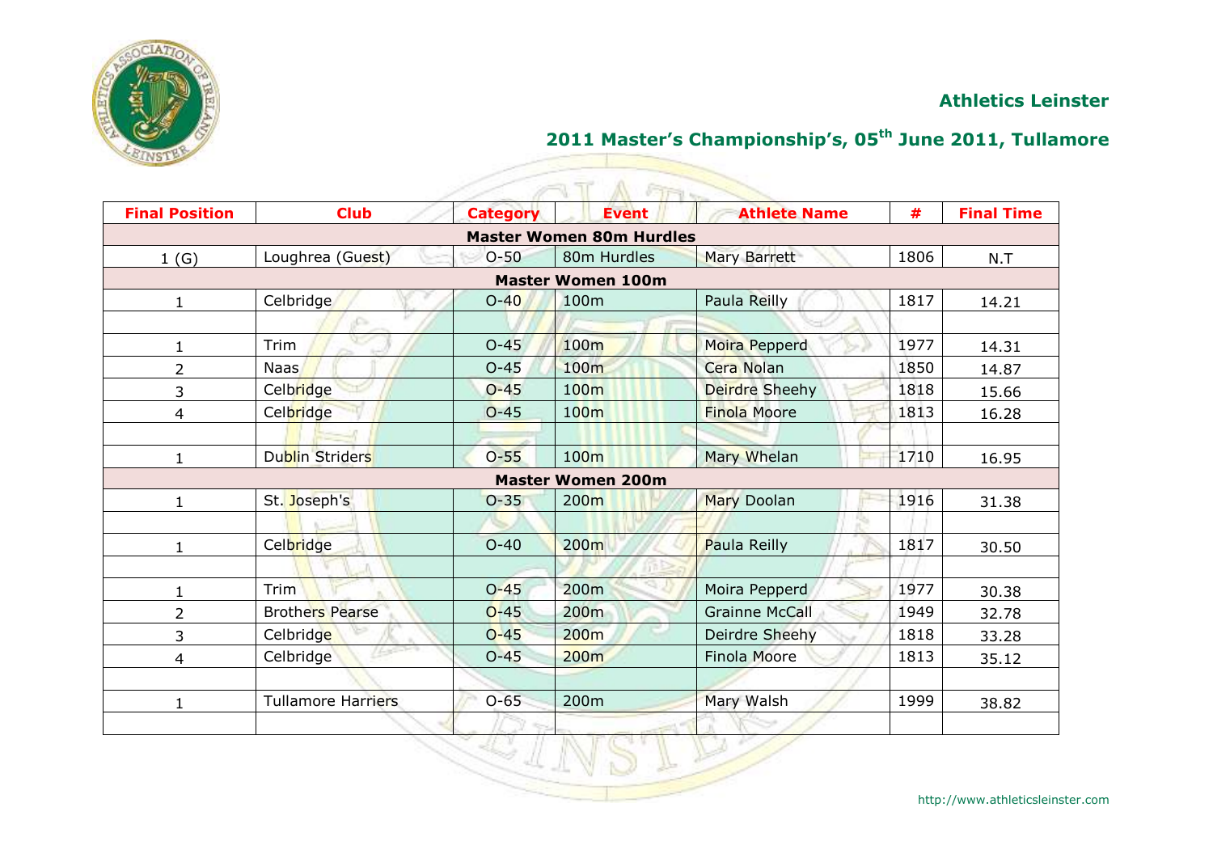**Athletics Leinster**

**2011 Master's Championship's, 05th June 2011, Tullamore**

| Final Position | Club | Category | Event | Athlete Name | # | Final Time |
|---|---|---|---|---|---|---|
| **Master Women 80m Hurdles** | | | | | | |
| 1 (G) | Loughrea (Guest) | O-50 | 80m Hurdles | Mary Barrett | 1806 | N.T |
| **Master Women 100m** | | | | | | |
| 1 | Celbridge | O-40 | 100m | Paula Reilly | 1817 | 14.21 |
| | | | | | | |
| 1 | Trim | O-45 | 100m | Moira Pepperd | 1977 | 14.31 |
| 2 | Naas | O-45 | 100m | Cera Nolan | 1850 | 14.87 |
| 3 | Celbridge | O-45 | 100m | Deirdre Sheehy | 1818 | 15.66 |
| 4 | Celbridge | O-45 | 100m | Finola Moore | 1813 | 16.28 |
| | | | | | | |
| 1 | Dublin Striders | O-55 | 100m | Mary Whelan | 1710 | 16.95 |
| **Master Women 200m** | | | | | | |
| 1 | St. Joseph's | O-35 | 200m | Mary Doolan | 1916 | 31.38 |
| | | | | | | |
| 1 | Celbridge | O-40 | 200m | Paula Reilly | 1817 | 30.50 |
| | | | | | | |
| 1 | Trim | O-45 | 200m | Moira Pepperd | 1977 | 30.38 |
| 2 | Brothers Pearse | O-45 | 200m | Grainne McCall | 1949 | 32.78 |
| 3 | Celbridge | O-45 | 200m | Deirdre Sheehy | 1818 | 33.28 |
| 4 | Celbridge | O-45 | 200m | Finola Moore | 1813 | 35.12 |
| | | | | | | |
| 1 | Tullamore Harriers | O-65 | 200m | Mary Walsh | 1999 | 38.82 |
| | | | | | | |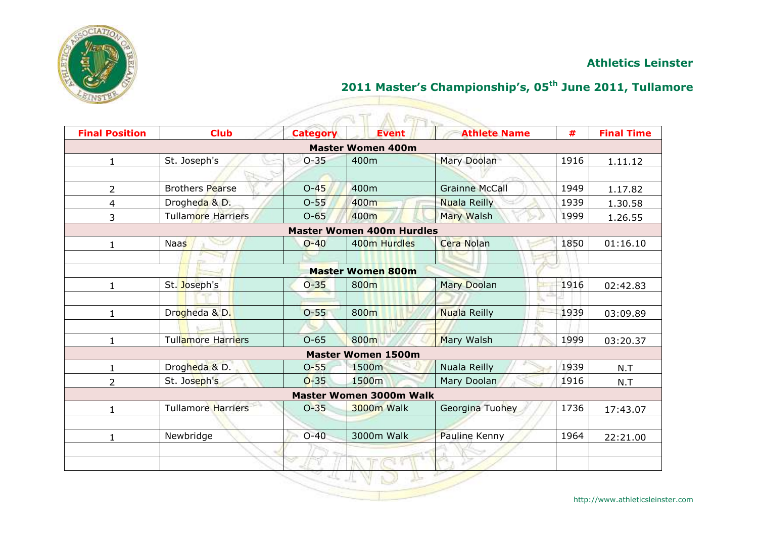## Athletics Leinster

## 2011 Master's Championship's, 05th June 2011, Tullamore

| Final Position | Club | Category | Event | Athlete Name | # | Final Time |
|---|---|---|---|---|---|---|
| **Master Women 400m** | | | | | | |
| 1 | St. Joseph's | O-35 | 400m | Mary Doolan | 1916 | 1.11.12 |
| | | | | | | |
| 2 | Brothers Pearse | O-45 | 400m | Grainne McCall | 1949 | 1.17.82 |
| 4 | Drogheda & D. | O-55 | 400m | Nuala Reilly | 1939 | 1.30.58 |
| 3 | Tullamore Harriers | O-65 | 400m | Mary Walsh | 1999 | 1.26.55 |
| **Master Women 400m Hurdles** | | | | | | |
| 1 | Naas | O-40 | 400m Hurdles | Cera Nolan | 1850 | 01:16.10 |
| | | | | | | |
| **Master Women 800m** | | | | | | |
| 1 | St. Joseph's | O-35 | 800m | Mary Doolan | 1916 | 02:42.83 |
| | | | | | | |
| 1 | Drogheda & D. | O-55 | 800m | Nuala Reilly | 1939 | 03:09.89 |
| | | | | | | |
| 1 | Tullamore Harriers | O-65 | 800m | Mary Walsh | 1999 | 03:20.37 |
| **Master Women 1500m** | | | | | | |
| 1 | Drogheda & D. | O-55 | 1500m | Nuala Reilly | 1939 | N.T |
| 2 | St. Joseph's | O-35 | 1500m | Mary Doolan | 1916 | N.T |
| **Master Women 3000m Walk** | | | | | | |
| 1 | Tullamore Harriers | O-35 | 3000m Walk | Georgina Tuohey | 1736 | 17:43.07 |
| | | | | | | |
| 1 | Newbridge | O-40 | 3000m Walk | Pauline Kenny | 1964 | 22:21.00 |
| | | | | | | |
| | | | | | | |

http://www.athleticsleinster.com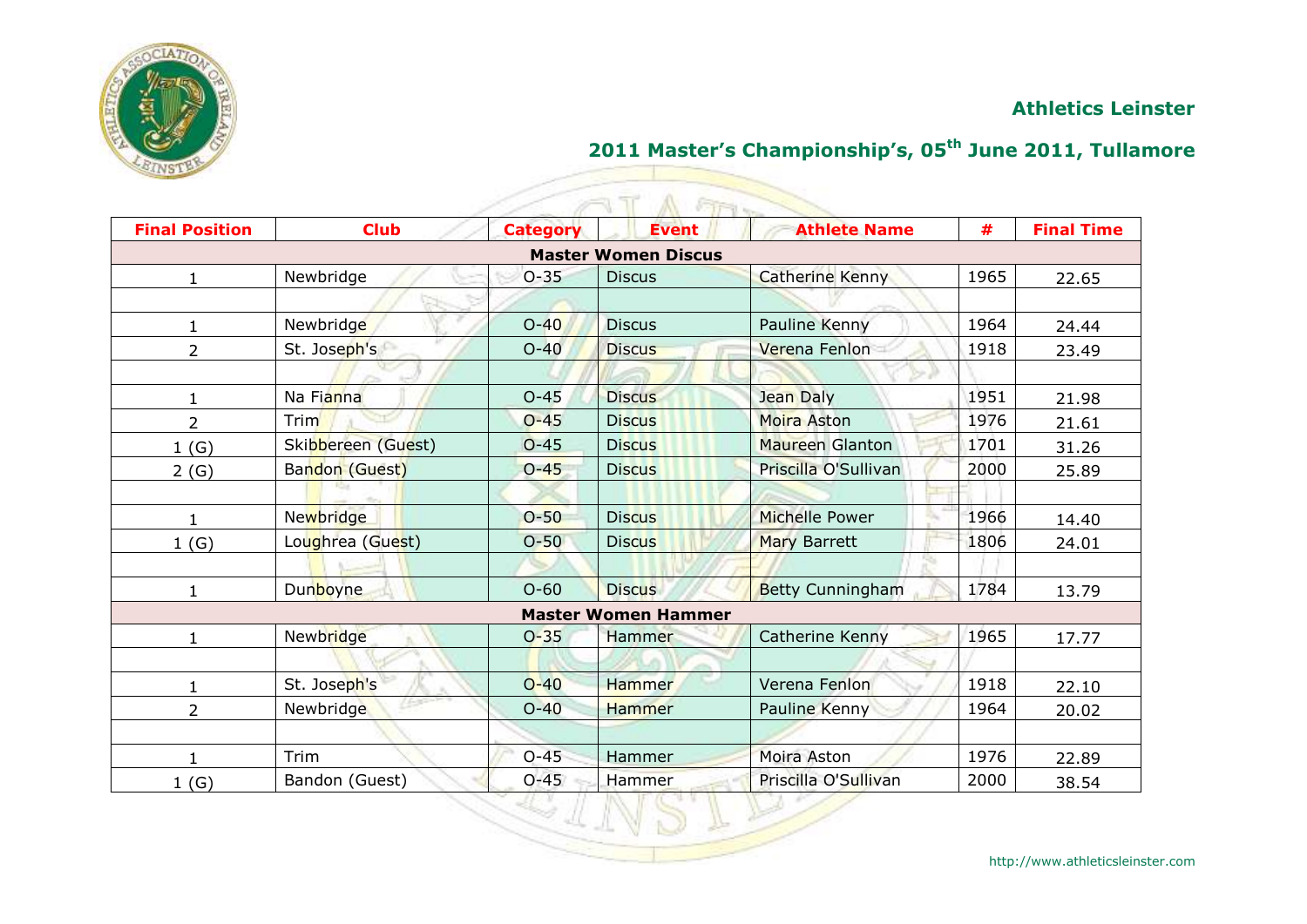**Athletics Leinster**

**2011 Master's Championship's, 05th June 2011, Tullamore**

| Final Position | Club | Category | Event | Athlete Name | # | Final Time |
|---|---|---|---|---|---|---|
| **Master Women Discus** | | | | | | |
| 1 | Newbridge | O-35 | Discus | Catherine Kenny | 1965 | 22.65 |
| | | | | | | |
| 1 | Newbridge | O-40 | Discus | Pauline Kenny | 1964 | 24.44 |
| 2 | St. Joseph's | O-40 | Discus | Verena Fenlon | 1918 | 23.49 |
| | | | | | | |
| 1 | Na Fianna | O-45 | Discus | Jean Daly | 1951 | 21.98 |
| 2 | Trim | O-45 | Discus | Moira Aston | 1976 | 21.61 |
| 1 (G) | Skibbereen (Guest) | O-45 | Discus | Maureen Glanton | 1701 | 31.26 |
| 2 (G) | Bandon (Guest) | O-45 | Discus | Priscilla O'Sullivan | 2000 | 25.89 |
| | | | | | | |
| 1 | Newbridge | O-50 | Discus | Michelle Power | 1966 | 14.40 |
| 1 (G) | Loughrea (Guest) | O-50 | Discus | Mary Barrett | 1806 | 24.01 |
| | | | | | | |
| 1 | Dunboyne | O-60 | Discus | Betty Cunningham | 1784 | 13.79 |
| **Master Women Hammer** | | | | | | |
| 1 | Newbridge | O-35 | Hammer | Catherine Kenny | 1965 | 17.77 |
| | | | | | | |
| 1 | St. Joseph's | O-40 | Hammer | Verena Fenlon | 1918 | 22.10 |
| 2 | Newbridge | O-40 | Hammer | Pauline Kenny | 1964 | 20.02 |
| | | | | | | |
| 1 | Trim | O-45 | Hammer | Moira Aston | 1976 | 22.89 |
| 1 (G) | Bandon (Guest) | O-45 | Hammer | Priscilla O'Sullivan | 2000 | 38.54 |

http://www.athleticsleinster.com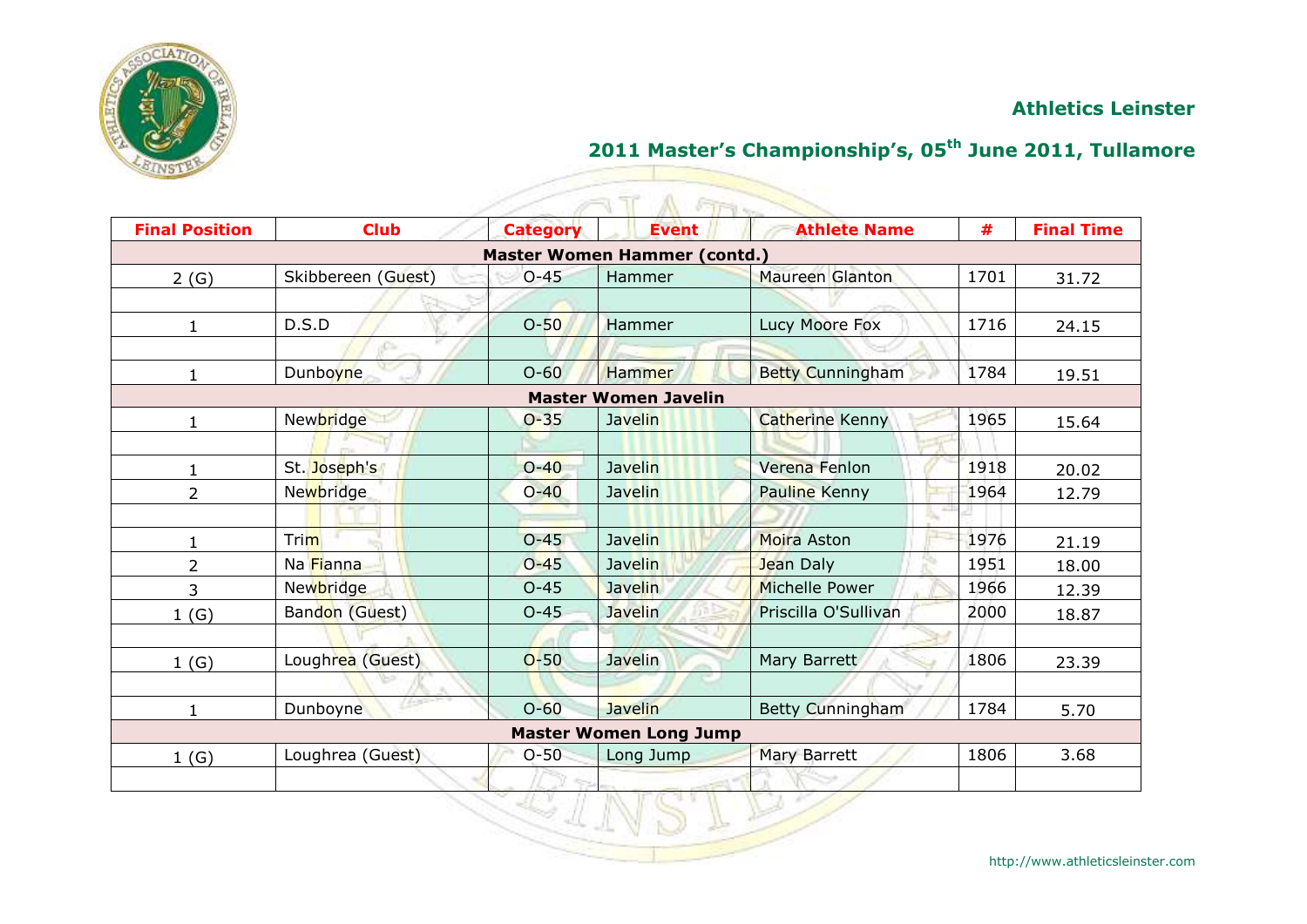**Athletics Leinster**

**2011 Master's Championship's, 05th June 2011, Tullamore**

| Final Position | Club | Category | Event | Athlete Name | # | Final Time |
|---|---|---|---|---|---|---|
| **Master Women Hammer (contd.)** | | | | | | |
| 2 (G) | Skibbereen (Guest) | O-45 | Hammer | Maureen Glanton | 1701 | 31.72 |
| | | | | | | |
| 1 | D.S.D | O-50 | Hammer | Lucy Moore Fox | 1716 | 24.15 |
| | | | | | | |
| 1 | Dunboyne | O-60 | Hammer | Betty Cunningham | 1784 | 19.51 |
| **Master Women Javelin** | | | | | | |
| 1 | Newbridge | O-35 | Javelin | Catherine Kenny | 1965 | 15.64 |
| | | | | | | |
| 1 | St. Joseph's | O-40 | Javelin | Verena Fenlon | 1918 | 20.02 |
| 2 | Newbridge | O-40 | Javelin | Pauline Kenny | 1964 | 12.79 |
| | | | | | | |
| 1 | Trim | O-45 | Javelin | Moira Aston | 1976 | 21.19 |
| 2 | Na Fianna | O-45 | Javelin | Jean Daly | 1951 | 18.00 |
| 3 | Newbridge | O-45 | Javelin | Michelle Power | 1966 | 12.39 |
| 1 (G) | Bandon (Guest) | O-45 | Javelin | Priscilla O'Sullivan | 2000 | 18.87 |
| | | | | | | |
| 1 (G) | Loughrea (Guest) | O-50 | Javelin | Mary Barrett | 1806 | 23.39 |
| | | | | | | |
| 1 | Dunboyne | O-60 | Javelin | Betty Cunningham | 1784 | 5.70 |
| **Master Women Long Jump** | | | | | | |
| 1 (G) | Loughrea (Guest) | O-50 | Long Jump | Mary Barrett | 1806 | 3.68 |
| | | | | | | |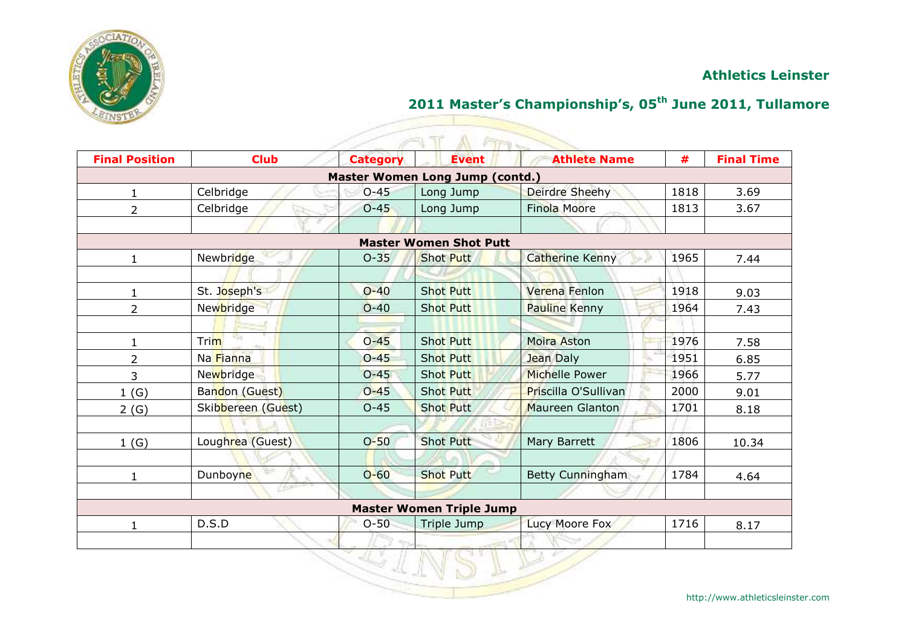**Athletics Leinster**

**2011 Master's Championship's, 05th June 2011, Tullamore**

| Final Position | Club | Category | Event | Athlete Name | # | Final Time |
|---|---|---|---|---|---|---|
| **Master Women Long Jump (contd.)** | | | | | | |
| 1 | Celbridge | O-45 | Long Jump | Deirdre Sheehy | 1818 | 3.69 |
| 2 | Celbridge | O-45 | Long Jump | Finola Moore | 1813 | 3.67 |
| | | | | | | |
| **Master Women Shot Putt** | | | | | | |
| 1 | Newbridge | O-35 | Shot Putt | Catherine Kenny | 1965 | 7.44 |
| | | | | | | |
| 1 | St. Joseph's | O-40 | Shot Putt | Verena Fenlon | 1918 | 9.03 |
| 2 | Newbridge | O-40 | Shot Putt | Pauline Kenny | 1964 | 7.43 |
| | | | | | | |
| 1 | Trim | O-45 | Shot Putt | Moira Aston | 1976 | 7.58 |
| 2 | Na Fianna | O-45 | Shot Putt | Jean Daly | 1951 | 6.85 |
| 3 | Newbridge | O-45 | Shot Putt | Michelle Power | 1966 | 5.77 |
| 1 (G) | Bandon (Guest) | O-45 | Shot Putt | Priscilla O'Sullivan | 2000 | 9.01 |
| 2 (G) | Skibbereen (Guest) | O-45 | Shot Putt | Maureen Glanton | 1701 | 8.18 |
| | | | | | | |
| 1 (G) | Loughrea (Guest) | O-50 | Shot Putt | Mary Barrett | 1806 | 10.34 |
| | | | | | | |
| 1 | Dunboyne | O-60 | Shot Putt | Betty Cunningham | 1784 | 4.64 |
| | | | | | | |
| **Master Women Triple Jump** | | | | | | |
| 1 | D.S.D | O-50 | Triple Jump | Lucy Moore Fox | 1716 | 8.17 |
| | | | | | | |

http://www.athleticsleinster.com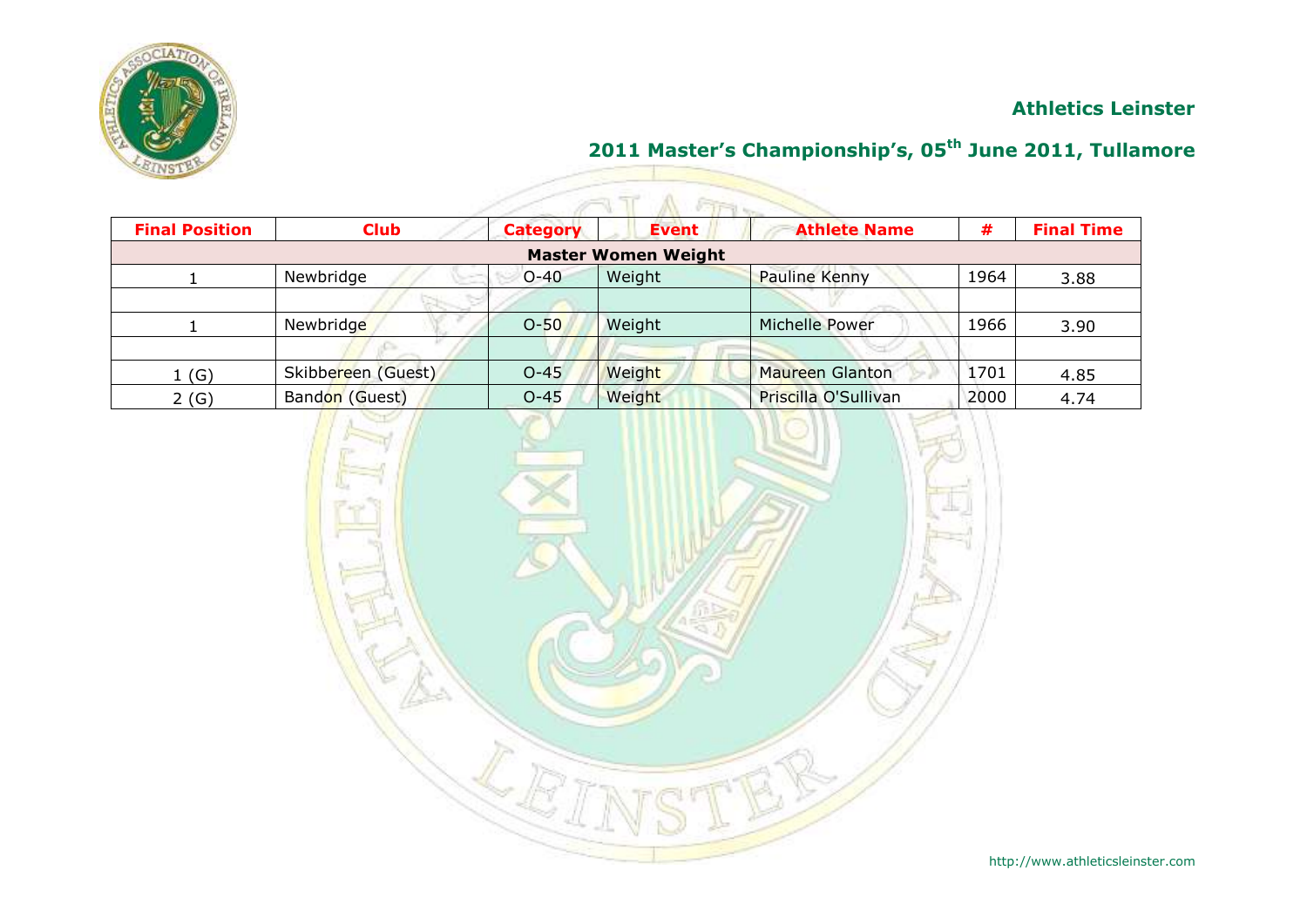## Athletics Leinster

## 2011 Master's Championship's, 05th June 2011, Tullamore

| Final Position | Club | Category | Event | Athlete Name | # | Final Time |
|---|---|---|---|---|---|---|
| **Master Women Weight** | | | | | | |
| 1 | Newbridge | O-40 | Weight | Pauline Kenny | 1964 | 3.88 |
| | | | | | | |
| 1 | Newbridge | O-50 | Weight | Michelle Power | 1966 | 3.90 |
| | | | | | | |
| 1 (G) | Skibbereen (Guest) | O-45 | Weight | Maureen Glanton | 1701 | 4.85 |
| 2 (G) | Bandon (Guest) | O-45 | Weight | Priscilla O'Sullivan | 2000 | 4.74 |

http://www.athleticsleinster.com